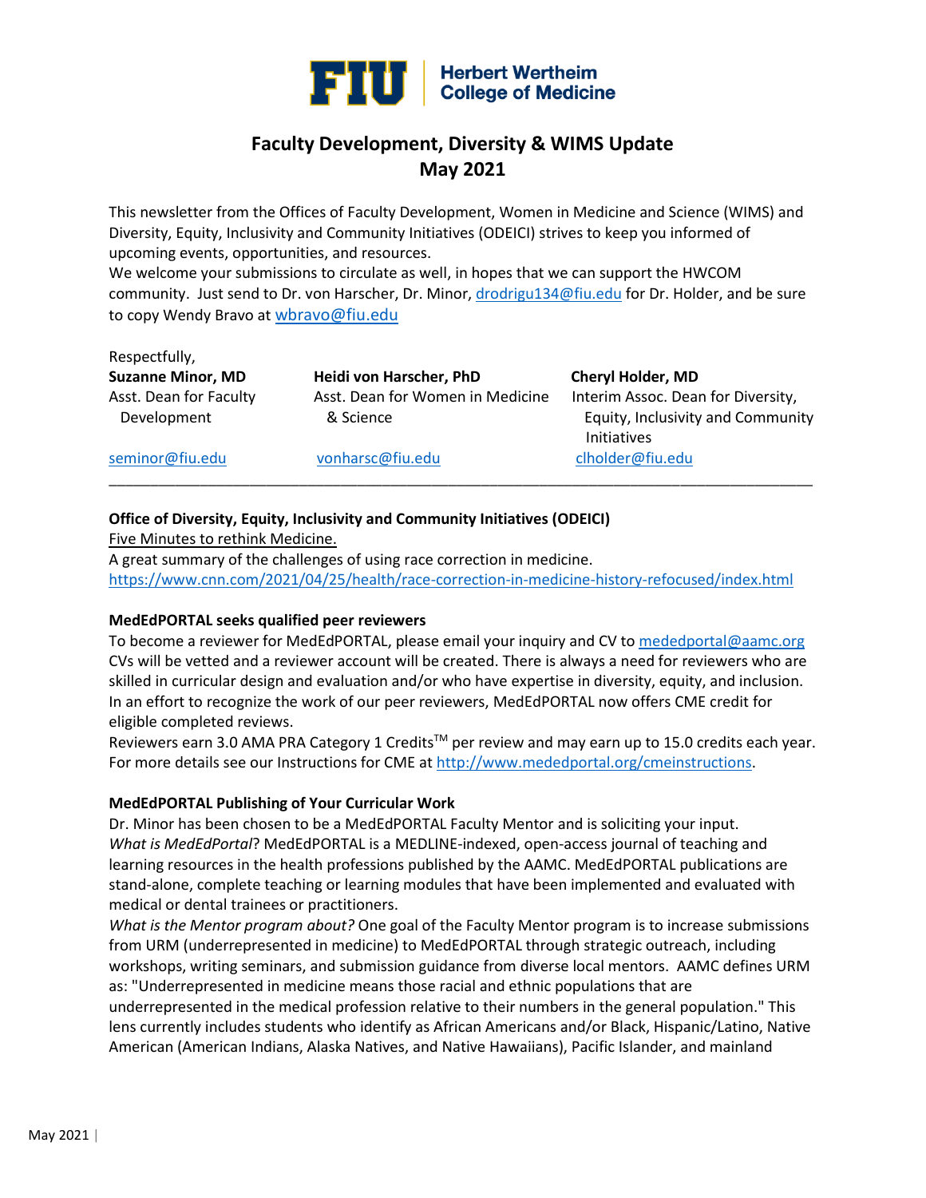FIU | Herbert Wertheim College of Medicine

# Faculty Development, Diversity & WIMS Update
## May 2021

This newsletter from the Offices of Faculty Development, Women in Medicine and Science (WIMS) and Diversity, Equity, Inclusivity and Community Initiatives (ODEICI) strives to keep you informed of upcoming events, opportunities, and resources.
We welcome your submissions to circulate as well, in hopes that we can support the HWCOM community. Just send to Dr. von Harscher, Dr. Minor, drodrigu134@fiu.edu for Dr. Holder, and be sure to copy Wendy Bravo at wbravo@fiu.edu

Respectfully,

| **Suzanne Minor, MD** | **Heidi von Harscher, PhD** | **Cheryl Holder, MD** |
|---|---|---|
| Asst. Dean for Faculty Development | Asst. Dean for Women in Medicine & Science | Interim Assoc. Dean for Diversity, Equity, Inclusivity and Community Initiatives |
| seminor@fiu.edu | vonharsc@fiu.edu | clholder@fiu.edu |

---

**Office of Diversity, Equity, Inclusivity and Community Initiatives (ODEICI)**

Five Minutes to rethink Medicine.
A great summary of the challenges of using race correction in medicine.
https://www.cnn.com/2021/04/25/health/race-correction-in-medicine-history-refocused/index.html

**MedEdPORTAL seeks qualified peer reviewers**

To become a reviewer for MedEdPORTAL, please email your inquiry and CV to mededportal@aamc.org CVs will be vetted and a reviewer account will be created. There is always a need for reviewers who are skilled in curricular design and evaluation and/or who have expertise in diversity, equity, and inclusion. In an effort to recognize the work of our peer reviewers, MedEdPORTAL now offers CME credit for eligible completed reviews.
Reviewers earn 3.0 AMA PRA Category 1 Credits™ per review and may earn up to 15.0 credits each year. For more details see our Instructions for CME at http://www.mededportal.org/cmeinstructions.

**MedEdPORTAL Publishing of Your Curricular Work**

Dr. Minor has been chosen to be a MedEdPORTAL Faculty Mentor and is soliciting your input.
*What is MedEdPortal*? MedEdPORTAL is a MEDLINE-indexed, open-access journal of teaching and learning resources in the health professions published by the AAMC. MedEdPORTAL publications are stand-alone, complete teaching or learning modules that have been implemented and evaluated with medical or dental trainees or practitioners.
*What is the Mentor program about?* One goal of the Faculty Mentor program is to increase submissions from URM (underrepresented in medicine) to MedEdPORTAL through strategic outreach, including workshops, writing seminars, and submission guidance from diverse local mentors. AAMC defines URM as: "Underrepresented in medicine means those racial and ethnic populations that are underrepresented in the medical profession relative to their numbers in the general population." This lens currently includes students who identify as African Americans and/or Black, Hispanic/Latino, Native American (American Indians, Alaska Natives, and Native Hawaiians), Pacific Islander, and mainland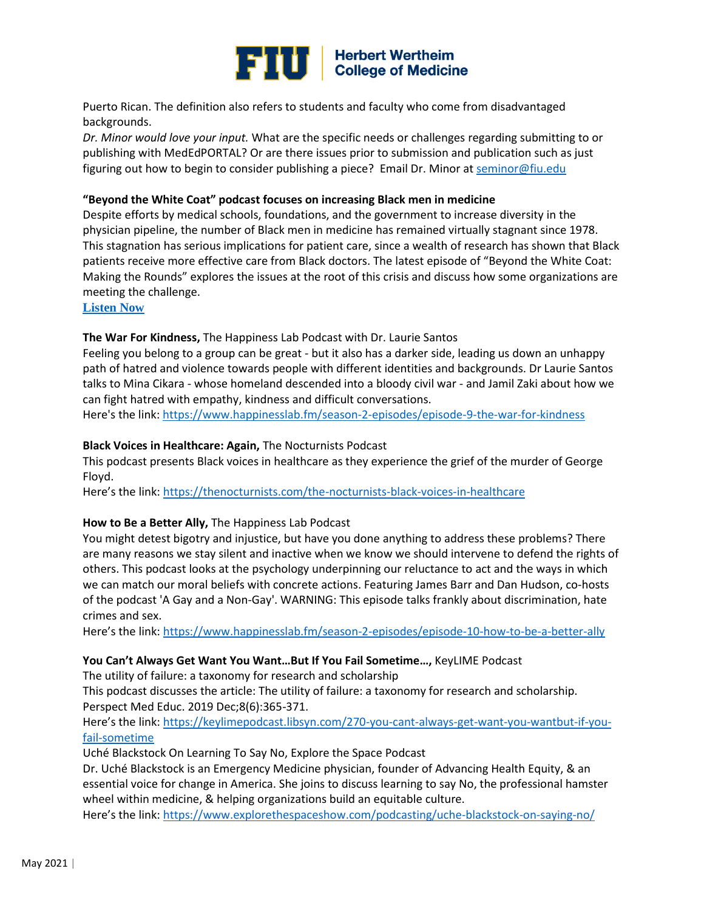Puerto Rican. The definition also refers to students and faculty who come from disadvantaged backgrounds.

*Dr. Minor would love your input.* What are the specific needs or challenges regarding submitting to or publishing with MedEdPORTAL? Or are there issues prior to submission and publication such as just figuring out how to begin to consider publishing a piece? Email Dr. Minor at seminor@fiu.edu

**"Beyond the White Coat" podcast focuses on increasing Black men in medicine**

Despite efforts by medical schools, foundations, and the government to increase diversity in the physician pipeline, the number of Black men in medicine has remained virtually stagnant since 1978. This stagnation has serious implications for patient care, since a wealth of research has shown that Black patients receive more effective care from Black doctors. The latest episode of "Beyond the White Coat: Making the Rounds" explores the issues at the root of this crisis and discuss how some organizations are meeting the challenge.

**Listen Now**

**The War For Kindness,** The Happiness Lab Podcast with Dr. Laurie Santos

Feeling you belong to a group can be great - but it also has a darker side, leading us down an unhappy path of hatred and violence towards people with different identities and backgrounds. Dr Laurie Santos talks to Mina Cikara - whose homeland descended into a bloody civil war - and Jamil Zaki about how we can fight hatred with empathy, kindness and difficult conversations.

Here's the link: https://www.happinesslab.fm/season-2-episodes/episode-9-the-war-for-kindness

**Black Voices in Healthcare: Again,** The Nocturnists Podcast

This podcast presents Black voices in healthcare as they experience the grief of the murder of George Floyd.

Here's the link: https://thenocturnists.com/the-nocturnists-black-voices-in-healthcare

**How to Be a Better Ally,** The Happiness Lab Podcast

You might detest bigotry and injustice, but have you done anything to address these problems? There are many reasons we stay silent and inactive when we know we should intervene to defend the rights of others. This podcast looks at the psychology underpinning our reluctance to act and the ways in which we can match our moral beliefs with concrete actions. Featuring James Barr and Dan Hudson, co-hosts of the podcast 'A Gay and a Non-Gay'. WARNING: This episode talks frankly about discrimination, hate crimes and sex.

Here's the link: https://www.happinesslab.fm/season-2-episodes/episode-10-how-to-be-a-better-ally

**You Can't Always Get Want You Want…But If You Fail Sometime…,** KeyLIME Podcast

The utility of failure: a taxonomy for research and scholarship

This podcast discusses the article: The utility of failure: a taxonomy for research and scholarship. Perspect Med Educ. 2019 Dec;8(6):365-371.

Here's the link: https://keylimepodcast.libsyn.com/270-you-cant-always-get-want-you-wantbut-if-you-fail-sometime

Uché Blackstock On Learning To Say No, Explore the Space Podcast

Dr. Uché Blackstock is an Emergency Medicine physician, founder of Advancing Health Equity, & an essential voice for change in America. She joins to discuss learning to say No, the professional hamster wheel within medicine, & helping organizations build an equitable culture.

Here's the link: https://www.explorethespaceshow.com/podcasting/uche-blackstock-on-saying-no/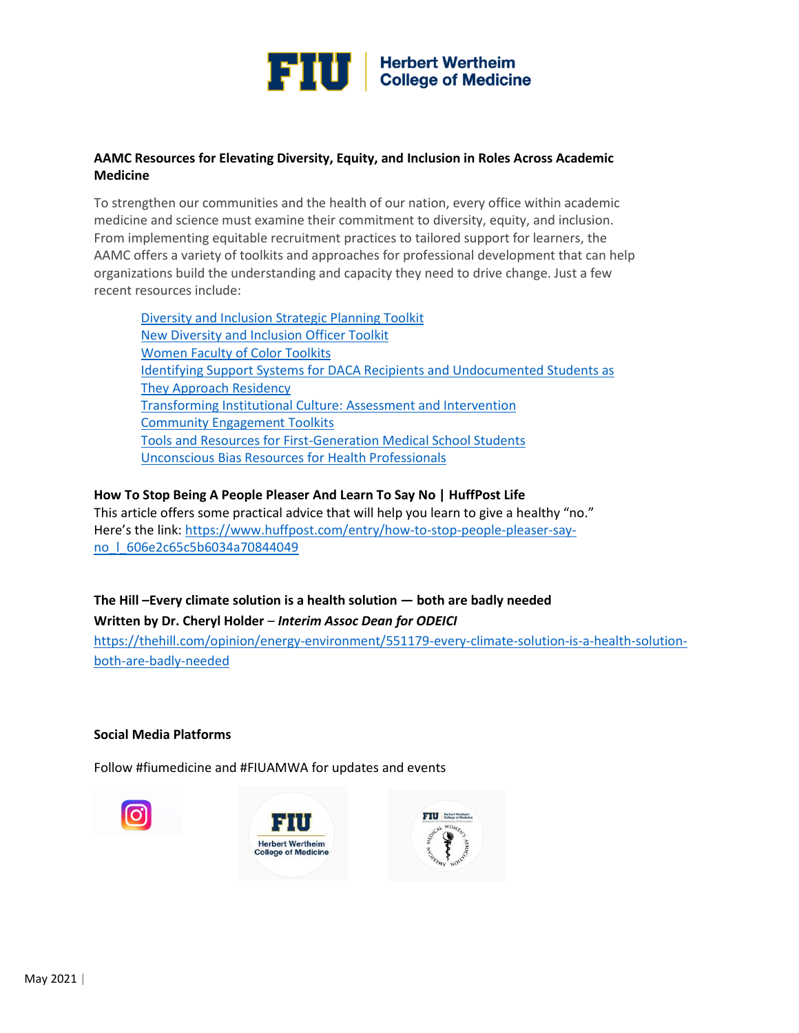**AAMC Resources for Elevating Diversity, Equity, and Inclusion in Roles Across Academic Medicine**

To strengthen our communities and the health of our nation, every office within academic medicine and science must examine their commitment to diversity, equity, and inclusion. From implementing equitable recruitment practices to tailored support for learners, the AAMC offers a variety of toolkits and approaches for professional development that can help organizations build the understanding and capacity they need to drive change. Just a few recent resources include:

- Diversity and Inclusion Strategic Planning Toolkit
- New Diversity and Inclusion Officer Toolkit
- Women Faculty of Color Toolkits
- Identifying Support Systems for DACA Recipients and Undocumented Students as They Approach Residency
- Transforming Institutional Culture: Assessment and Intervention
- Community Engagement Toolkits
- Tools and Resources for First-Generation Medical School Students
- Unconscious Bias Resources for Health Professionals

**How To Stop Being A People Pleaser And Learn To Say No | HuffPost Life**

This article offers some practical advice that will help you learn to give a healthy "no." Here's the link: https://www.huffpost.com/entry/how-to-stop-people-pleaser-say-no_l_606e2c65c5b6034a70844049

**The Hill –Every climate solution is a health solution — both are badly needed**

**Written by Dr. Cheryl Holder** – ***Interim Assoc Dean for ODEICI***

https://thehill.com/opinion/energy-environment/551179-every-climate-solution-is-a-health-solution-both-are-badly-needed

**Social Media Platforms**

Follow #fiumedicine and #FIUAMWA for updates and events